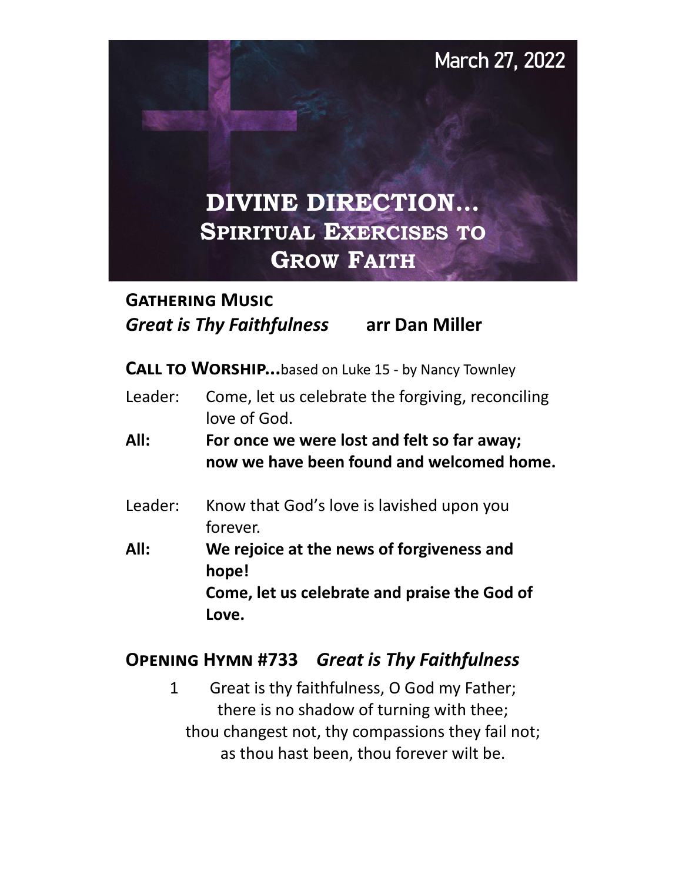March 27, 2022

# DIVINE DIRECTION… SPIRITUAL EXERCISES TO GROW FAITH

## GATHERING MUSIC

***Great is Thy Faithfulness*** **arr Dan Miller**

## CALL TO WORSHIP…based on Luke 15 - by Nancy Townley

Leader: Come, let us celebrate the forgiving, reconciling love of God.

**All: For once we were lost and felt so far away; now we have been found and welcomed home.**

Leader: Know that God's love is lavished upon you forever.

**All: We rejoice at the news of forgiveness and hope! Come, let us celebrate and praise the God of Love.**

## OPENING HYMN #733 *Great is Thy Faithfulness*

1 Great is thy faithfulness, O God my Father;
there is no shadow of turning with thee;
thou changest not, thy compassions they fail not;
as thou hast been, thou forever wilt be.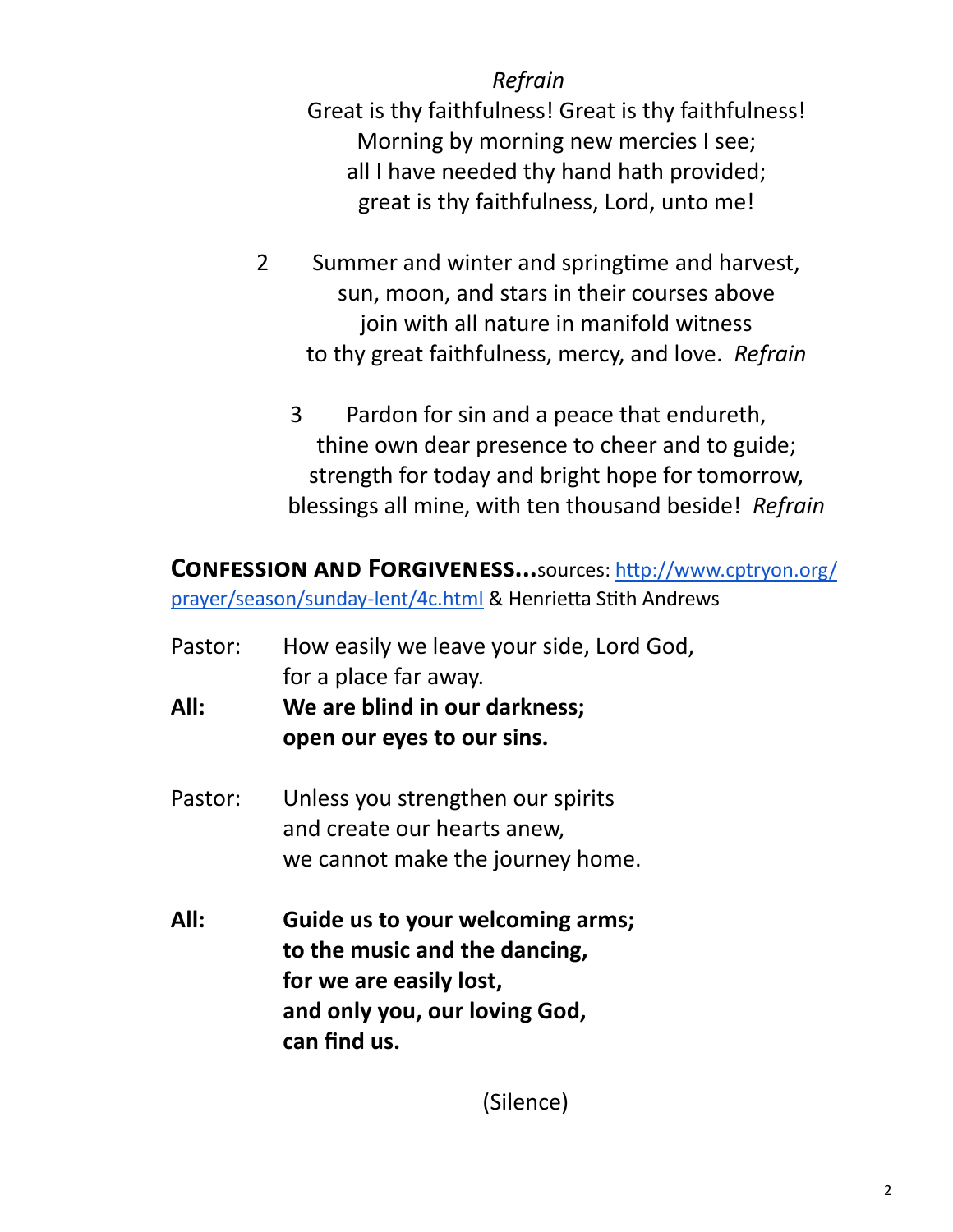*Refrain*

Great is thy faithfulness! Great is thy faithfulness!
Morning by morning new mercies I see;
all I have needed thy hand hath provided;
great is thy faithfulness, Lord, unto me!

2 Summer and winter and springtime and harvest,
sun, moon, and stars in their courses above
join with all nature in manifold witness
to thy great faithfulness, mercy, and love. *Refrain*

3 Pardon for sin and a peace that endureth,
thine own dear presence to cheer and to guide;
strength for today and bright hope for tomorrow,
blessings all mine, with ten thousand beside! *Refrain*

**CONFESSION AND FORGIVENESS...**sources: [http://www.cptryon.org/prayer/season/sunday-lent/4c.html](http://www.cptryon.org/prayer/season/sunday-lent/4c.html) & Henrietta Stith Andrews

Pastor: How easily we leave your side, Lord God,
for a place far away.

**All: We are blind in our darkness;**
**open our eyes to our sins.**

Pastor: Unless you strengthen our spirits
and create our hearts anew,
we cannot make the journey home.

**All: Guide us to your welcoming arms;**
**to the music and the dancing,**
**for we are easily lost,**
**and only you, our loving God,**
**can find us.**

(Silence)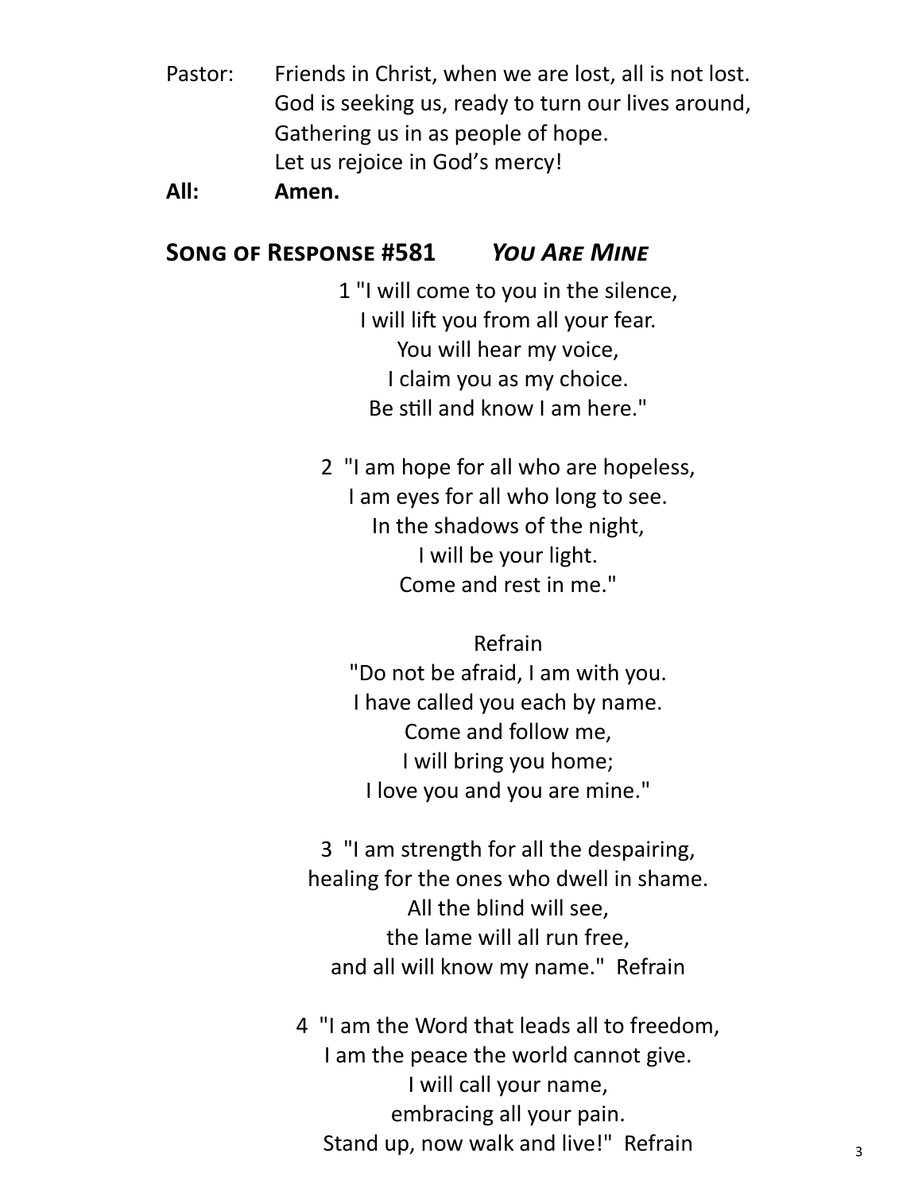Pastor: Friends in Christ, when we are lost, all is not lost.
God is seeking us, ready to turn our lives around,
Gathering us in as people of hope.
Let us rejoice in God's mercy!

**All: Amen.**

## Song of Response #581 *You Are Mine*

1 "I will come to you in the silence,
I will lift you from all your fear.
You will hear my voice,
I claim you as my choice.
Be still and know I am here."

2 "I am hope for all who are hopeless,
I am eyes for all who long to see.
In the shadows of the night,
I will be your light.
Come and rest in me."

Refrain
"Do not be afraid, I am with you.
I have called you each by name.
Come and follow me,
I will bring you home;
I love you and you are mine."

3 "I am strength for all the despairing,
healing for the ones who dwell in shame.
All the blind will see,
the lame will all run free,
and all will know my name." Refrain

4 "I am the Word that leads all to freedom,
I am the peace the world cannot give.
I will call your name,
embracing all your pain.
Stand up, now walk and live!" Refrain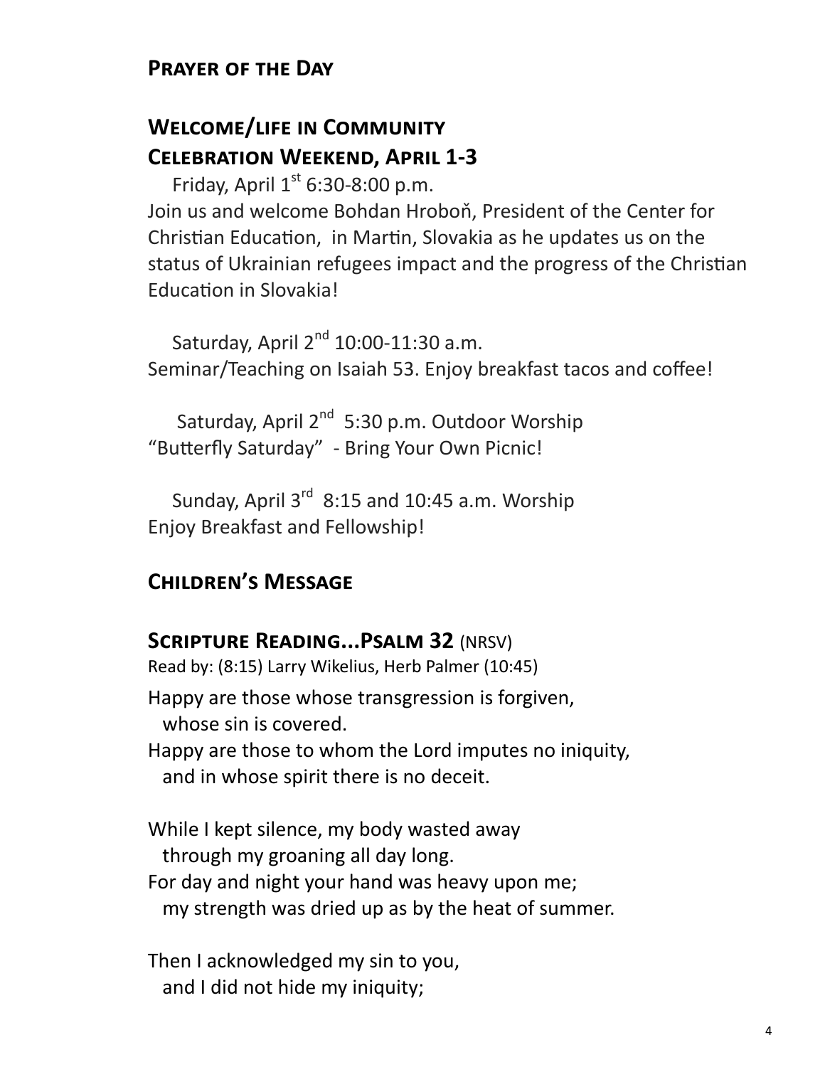## Prayer of the Day

## Welcome/life in Community

## Celebration Weekend, April 1-3

Friday, April 1st 6:30-8:00 p.m.

Join us and welcome Bohdan Hroboň, President of the Center for Christian Education,  in Martin, Slovakia as he updates us on the status of Ukrainian refugees impact and the progress of the Christian Education in Slovakia!

Saturday, April 2nd 10:00-11:30 a.m.

Seminar/Teaching on Isaiah 53. Enjoy breakfast tacos and coffee!

Saturday, April 2nd  5:30 p.m. Outdoor Worship

"Butterfly Saturday"  - Bring Your Own Picnic!

Sunday, April 3rd  8:15 and 10:45 a.m. Worship

Enjoy Breakfast and Fellowship!

## Children's Message

## Scripture Reading...Psalm 32 (NRSV)

Read by: (8:15) Larry Wikelius, Herb Palmer (10:45)

Happy are those whose transgression is forgiven,
  whose sin is covered.
Happy are those to whom the Lord imputes no iniquity,
  and in whose spirit there is no deceit.

While I kept silence, my body wasted away
  through my groaning all day long.
For day and night your hand was heavy upon me;
  my strength was dried up as by the heat of summer.

Then I acknowledged my sin to you,
  and I did not hide my iniquity;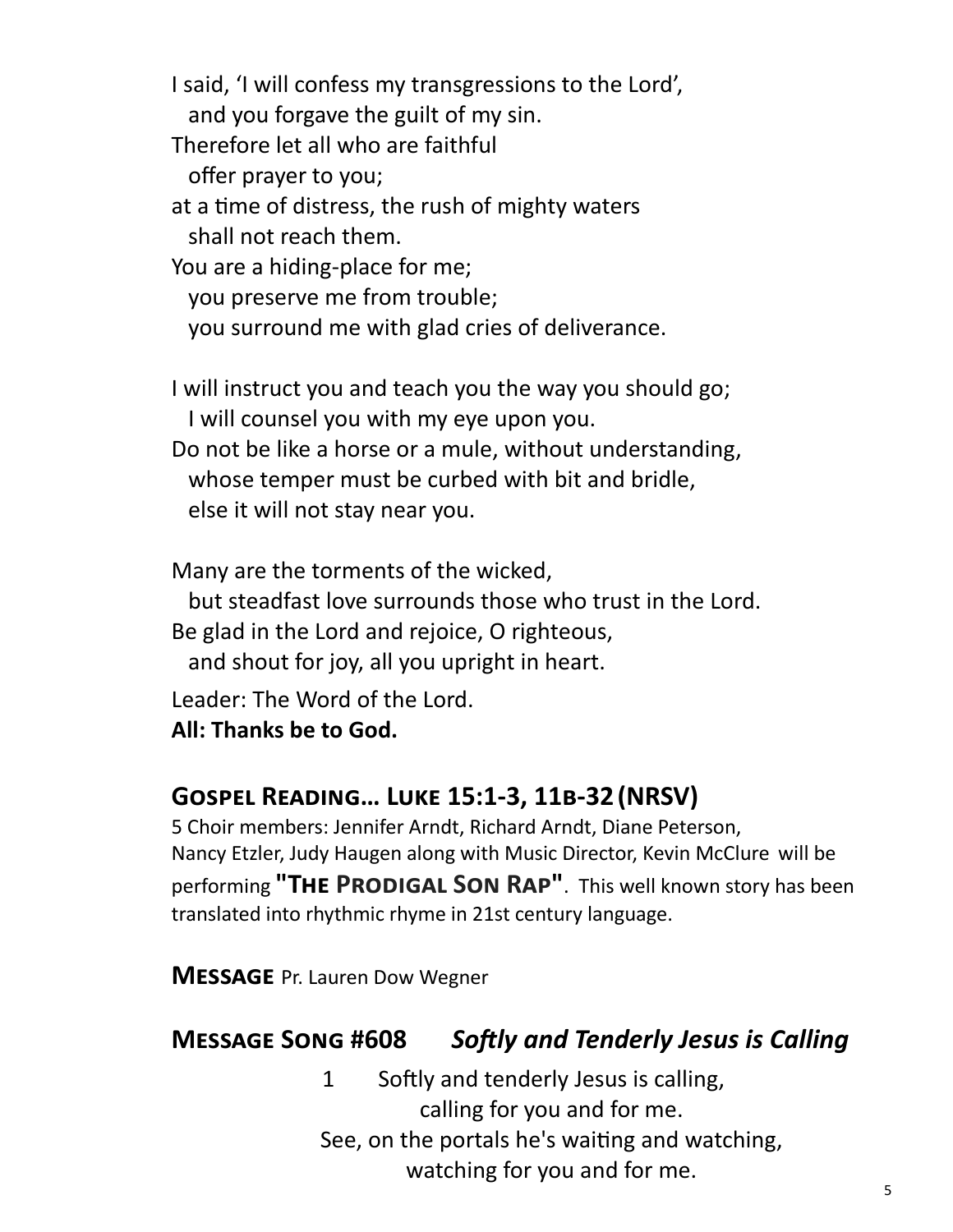I said, 'I will confess my transgressions to the Lord',
  and you forgave the guilt of my sin.
Therefore let all who are faithful
  offer prayer to you;
at a time of distress, the rush of mighty waters
  shall not reach them.
You are a hiding-place for me;
  you preserve me from trouble;
  you surround me with glad cries of deliverance.

I will instruct you and teach you the way you should go;
  I will counsel you with my eye upon you.
Do not be like a horse or a mule, without understanding,
  whose temper must be curbed with bit and bridle,
  else it will not stay near you.

Many are the torments of the wicked,
  but steadfast love surrounds those who trust in the Lord.
Be glad in the Lord and rejoice, O righteous,
  and shout for joy, all you upright in heart.

Leader: The Word of the Lord.
**All: Thanks be to God.**

## Gospel Reading… Luke 15:1-3, 11b-32 (NRSV)

5 Choir members: Jennifer Arndt, Richard Arndt, Diane Peterson, Nancy Etzler, Judy Haugen along with Music Director, Kevin McClure will be performing **"The Prodigal Son Rap"**. This well known story has been translated into rhythmic rhyme in 21st century language.

**Message** Pr. Lauren Dow Wegner

## Message Song #608 *Softly and Tenderly Jesus is Calling*

1 Softly and tenderly Jesus is calling,
  calling for you and for me.
See, on the portals he's waiting and watching,
  watching for you and for me.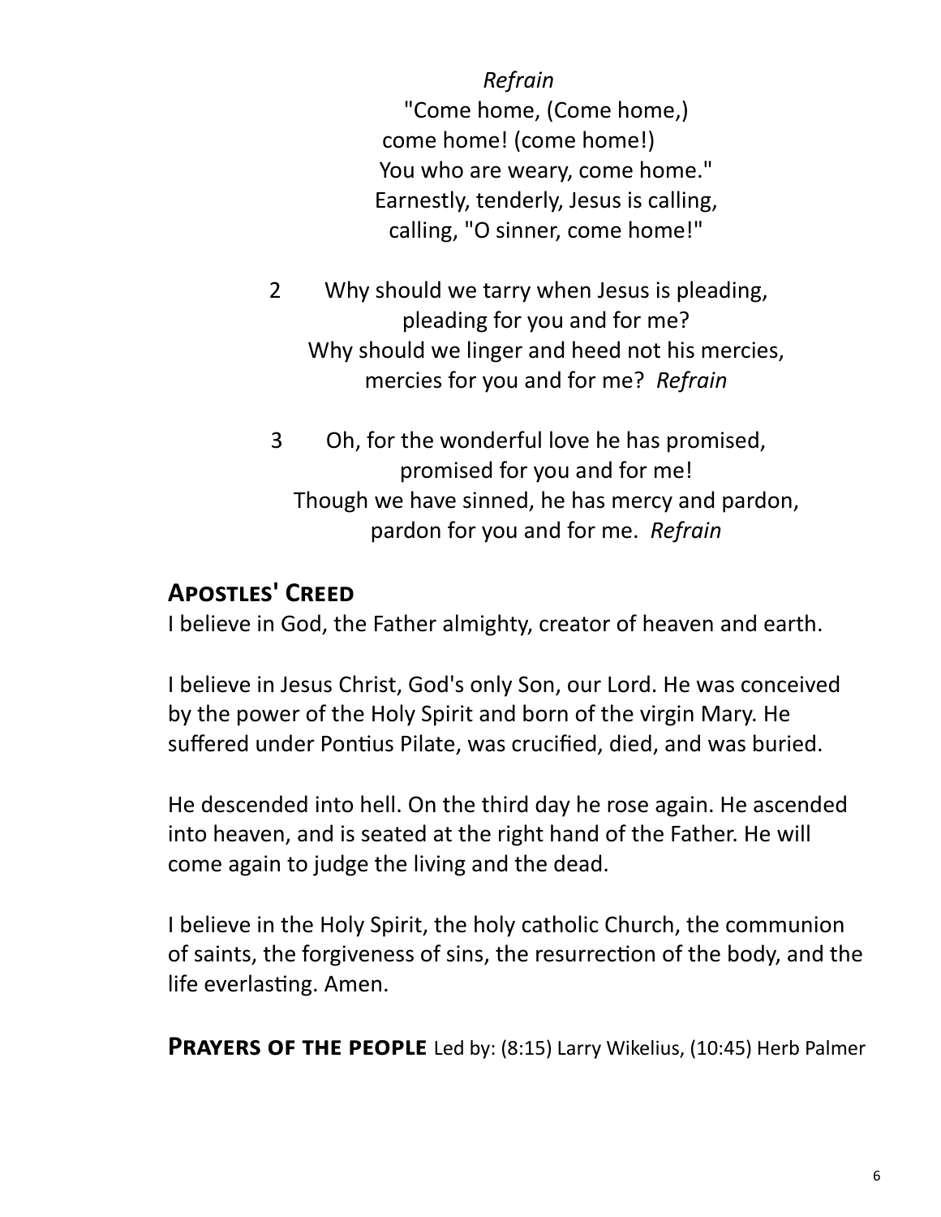*Refrain*

"Come home, (Come home,)
come home! (come home!)
You who are weary, come home."
Earnestly, tenderly, Jesus is calling,
calling, "O sinner, come home!"

2 Why should we tarry when Jesus is pleading,
pleading for you and for me?
Why should we linger and heed not his mercies,
mercies for you and for me? *Refrain*

3 Oh, for the wonderful love he has promised,
promised for you and for me!
Though we have sinned, he has mercy and pardon,
pardon for you and for me. *Refrain*

## Apostles' Creed

I believe in God, the Father almighty, creator of heaven and earth.

I believe in Jesus Christ, God's only Son, our Lord. He was conceived by the power of the Holy Spirit and born of the virgin Mary. He suffered under Pontius Pilate, was crucified, died, and was buried.

He descended into hell. On the third day he rose again. He ascended into heaven, and is seated at the right hand of the Father. He will come again to judge the living and the dead.

I believe in the Holy Spirit, the holy catholic Church, the communion of saints, the forgiveness of sins, the resurrection of the body, and the life everlasting. Amen.

**Prayers of the people** Led by: (8:15) Larry Wikelius, (10:45) Herb Palmer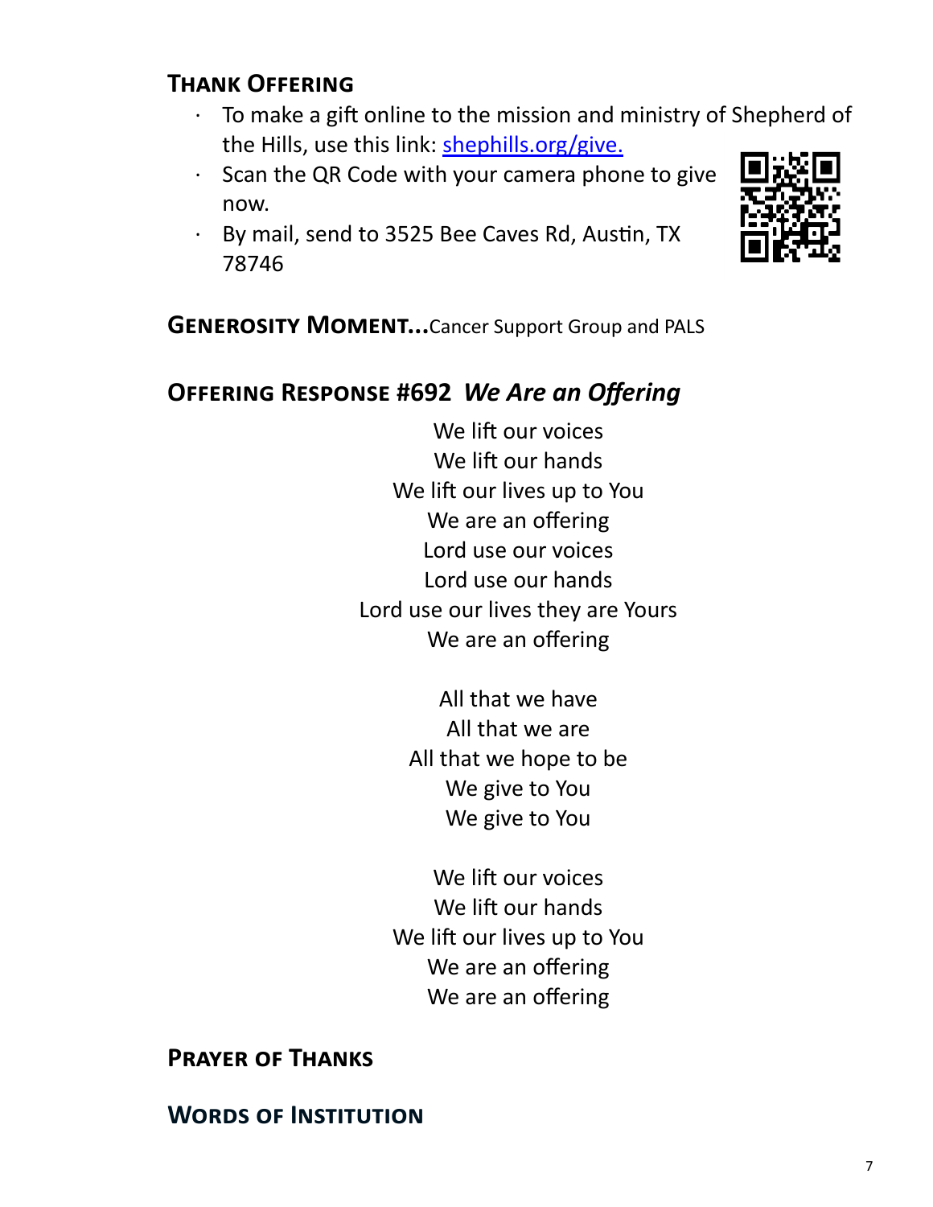## Thank Offering

- To make a gift online to the mission and ministry of Shepherd of the Hills, use this link: [shephills.org/give.](https://shephills.org/give)
- Scan the QR Code with your camera phone to give now.
- By mail, send to 3525 Bee Caves Rd, Austin, TX 78746

**Generosity Moment...**Cancer Support Group and PALS

## Offering Response #692 *We Are an Offering*

We lift our voices  
We lift our hands  
We lift our lives up to You  
We are an offering  
Lord use our voices  
Lord use our hands  
Lord use our lives they are Yours  
We are an offering

All that we have  
All that we are  
All that we hope to be  
We give to You  
We give to You

We lift our voices  
We lift our hands  
We lift our lives up to You  
We are an offering  
We are an offering

## Prayer of Thanks

## Words of Institution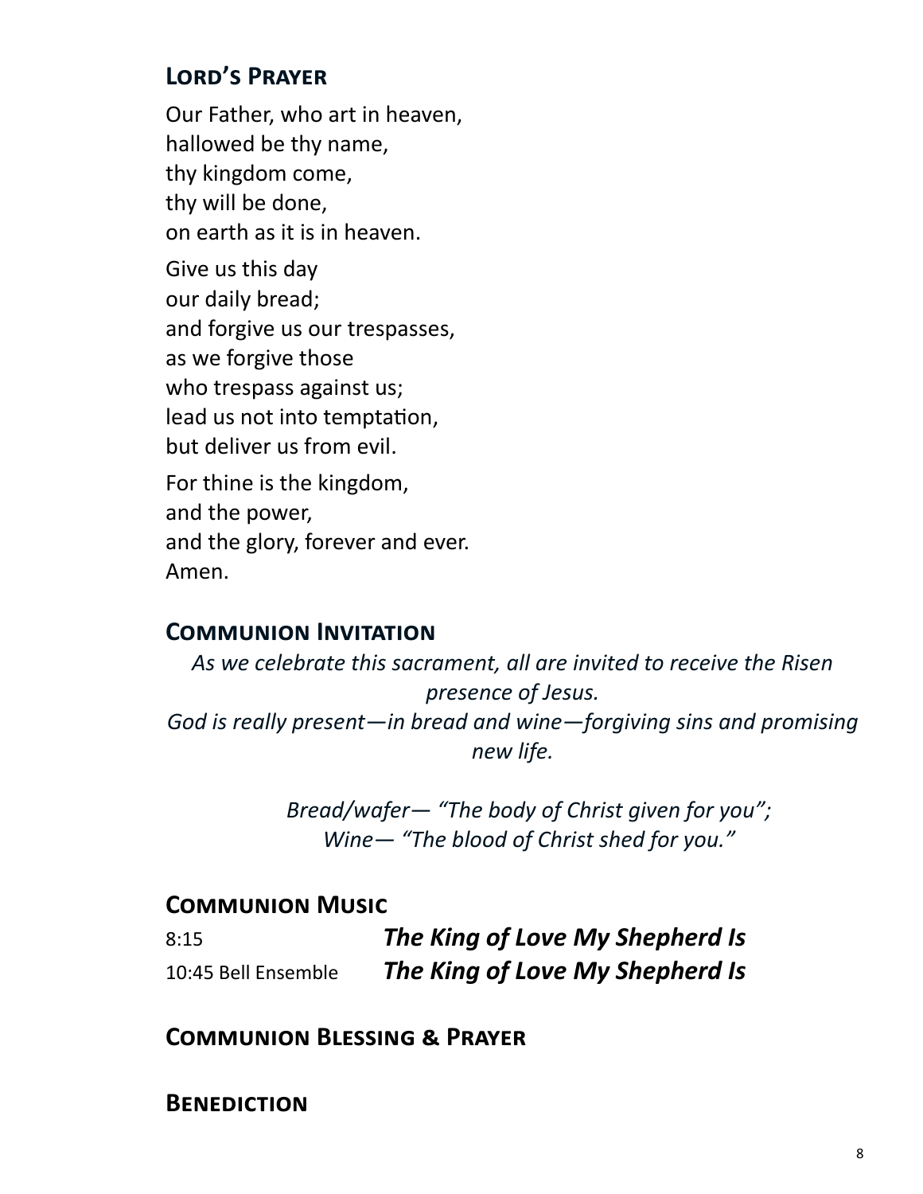## Lord's Prayer

Our Father, who art in heaven,
hallowed be thy name,
thy kingdom come,
thy will be done,
on earth as it is in heaven.

Give us this day
our daily bread;
and forgive us our trespasses,
as we forgive those
who trespass against us;
lead us not into temptation,
but deliver us from evil.

For thine is the kingdom,
and the power,
and the glory, forever and ever.
Amen.

## Communion Invitation

*As we celebrate this sacrament, all are invited to receive the Risen presence of Jesus.*
*God is really present—in bread and wine—forgiving sins and promising new life.*

*Bread/wafer— "The body of Christ given for you";*
*Wine— "The blood of Christ shed for you."*

## Communion Music

8:15 ***The King of Love My Shepherd Is***
10:45 Bell Ensemble ***The King of Love My Shepherd Is***

## Communion Blessing & Prayer

## Benediction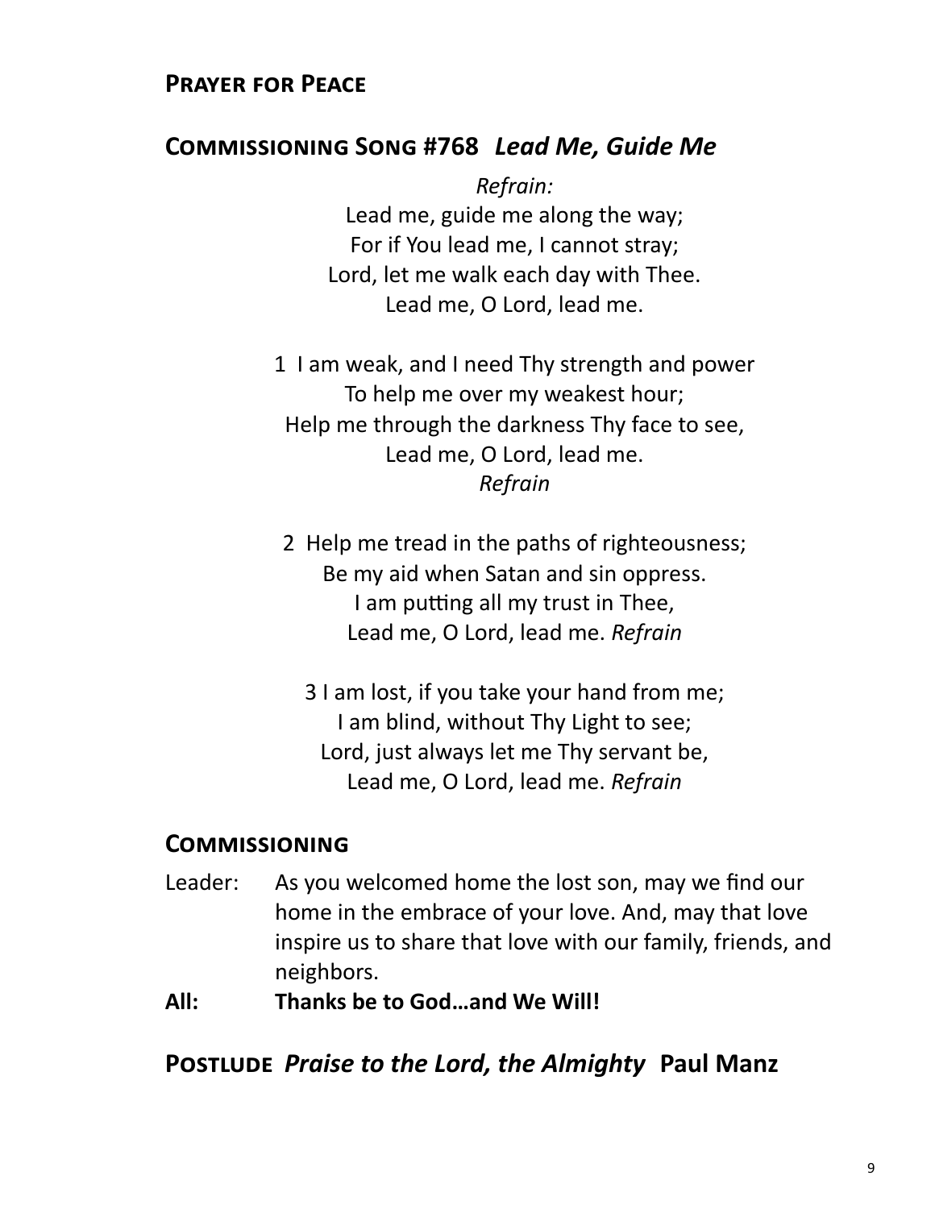## Prayer for Peace

## Commissioning Song #768 *Lead Me, Guide Me*

*Refrain:*
Lead me, guide me along the way;
For if You lead me, I cannot stray;
Lord, let me walk each day with Thee.
Lead me, O Lord, lead me.

1 I am weak, and I need Thy strength and power
To help me over my weakest hour;
Help me through the darkness Thy face to see,
Lead me, O Lord, lead me.
*Refrain*

2 Help me tread in the paths of righteousness;
Be my aid when Satan and sin oppress.
I am putting all my trust in Thee,
Lead me, O Lord, lead me. *Refrain*

3 I am lost, if you take your hand from me;
I am blind, without Thy Light to see;
Lord, just always let me Thy servant be,
Lead me, O Lord, lead me. *Refrain*

## Commissioning

Leader: As you welcomed home the lost son, may we find our home in the embrace of your love. And, may that love inspire us to share that love with our family, friends, and neighbors.

**All: Thanks be to God…and We Will!**

## Postlude *Praise to the Lord, the Almighty* Paul Manz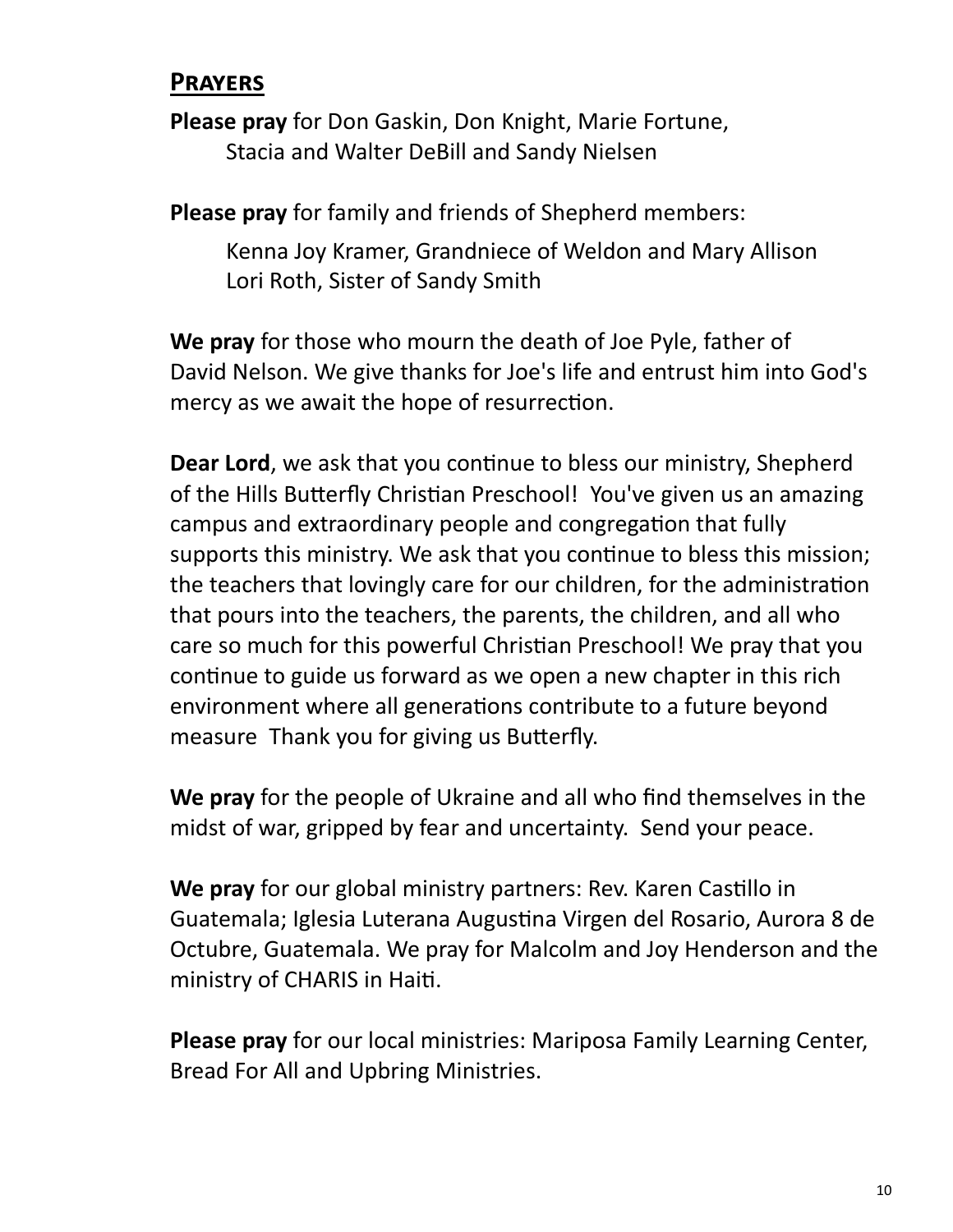## Prayers

**Please pray** for Don Gaskin, Don Knight, Marie Fortune,
Stacia and Walter DeBill and Sandy Nielsen

**Please pray** for family and friends of Shepherd members:

Kenna Joy Kramer, Grandniece of Weldon and Mary Allison
Lori Roth, Sister of Sandy Smith

**We pray** for those who mourn the death of Joe Pyle, father of David Nelson. We give thanks for Joe's life and entrust him into God's mercy as we await the hope of resurrection.

**Dear Lord**, we ask that you continue to bless our ministry, Shepherd of the Hills Butterfly Christian Preschool! You've given us an amazing campus and extraordinary people and congregation that fully supports this ministry. We ask that you continue to bless this mission; the teachers that lovingly care for our children, for the administration that pours into the teachers, the parents, the children, and all who care so much for this powerful Christian Preschool! We pray that you continue to guide us forward as we open a new chapter in this rich environment where all generations contribute to a future beyond measure Thank you for giving us Butterfly.

**We pray** for the people of Ukraine and all who find themselves in the midst of war, gripped by fear and uncertainty. Send your peace.

**We pray** for our global ministry partners: Rev. Karen Castillo in Guatemala; Iglesia Luterana Augustina Virgen del Rosario, Aurora 8 de Octubre, Guatemala. We pray for Malcolm and Joy Henderson and the ministry of CHARIS in Haiti.

**Please pray** for our local ministries: Mariposa Family Learning Center, Bread For All and Upbring Ministries.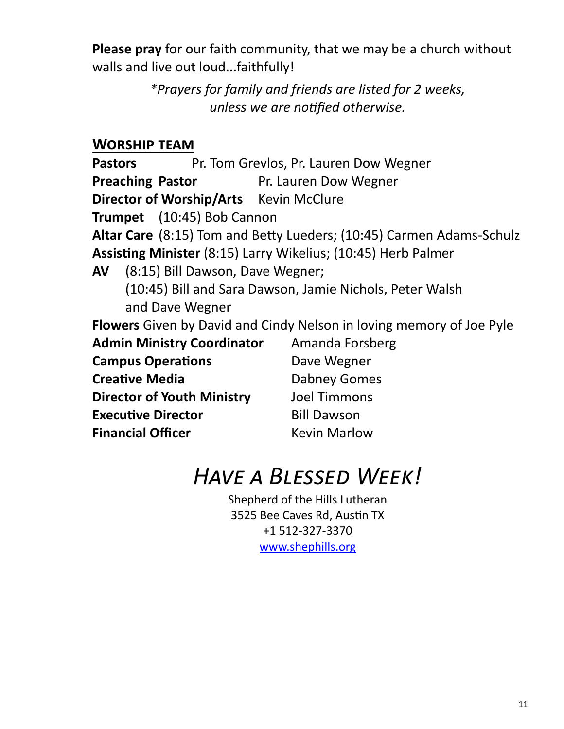**Please pray** for our faith community, that we may be a church without walls and live out loud...faithfully!

*\*Prayers for family and friends are listed for 2 weeks, unless we are notified otherwise.*

## Worship team

**Pastors** Pr. Tom Grevlos, Pr. Lauren Dow Wegner

**Preaching Pastor** Pr. Lauren Dow Wegner

**Director of Worship/Arts** Kevin McClure

**Trumpet** (10:45) Bob Cannon

**Altar Care** (8:15) Tom and Betty Lueders; (10:45) Carmen Adams-Schulz

**Assisting Minister** (8:15) Larry Wikelius; (10:45) Herb Palmer

**AV** (8:15) Bill Dawson, Dave Wegner;
(10:45) Bill and Sara Dawson, Jamie Nichols, Peter Walsh and Dave Wegner

**Flowers** Given by David and Cindy Nelson in loving memory of Joe Pyle

**Admin Ministry Coordinator** Amanda Forsberg

**Campus Operations** Dave Wegner

**Creative Media** Dabney Gomes

**Director of Youth Ministry** Joel Timmons

**Executive Director** Bill Dawson

**Financial Officer** Kevin Marlow

# *Have a Blessed Week!*

Shepherd of the Hills Lutheran
3525 Bee Caves Rd, Austin TX
+1 512-327-3370
www.shephills.org